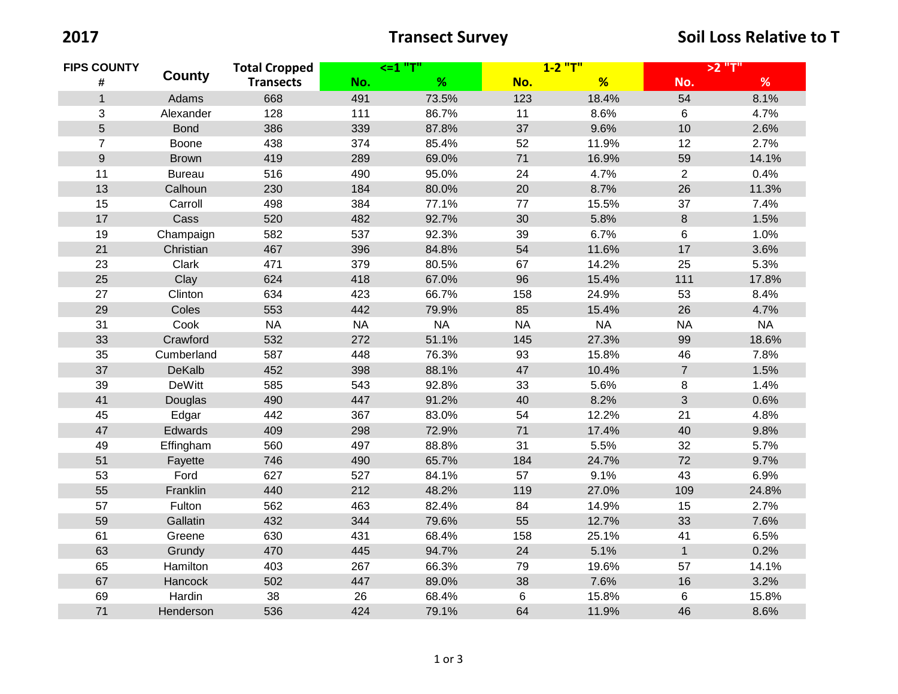**2017** **Transect Survey** **Soil Loss Relative to T**

| FIPS COUNTY # | County | Total Cropped Transects | <=1 "T" | | 1-2 "T" | | >2 "T" | |
|---|---|---|---|---|---|---|---|---|
| | | | No. | % | No. | % | No. | % |
| 1 | Adams | 668 | 491 | 73.5% | 123 | 18.4% | 54 | 8.1% |
| 3 | Alexander | 128 | 111 | 86.7% | 11 | 8.6% | 6 | 4.7% |
| 5 | Bond | 386 | 339 | 87.8% | 37 | 9.6% | 10 | 2.6% |
| 7 | Boone | 438 | 374 | 85.4% | 52 | 11.9% | 12 | 2.7% |
| 9 | Brown | 419 | 289 | 69.0% | 71 | 16.9% | 59 | 14.1% |
| 11 | Bureau | 516 | 490 | 95.0% | 24 | 4.7% | 2 | 0.4% |
| 13 | Calhoun | 230 | 184 | 80.0% | 20 | 8.7% | 26 | 11.3% |
| 15 | Carroll | 498 | 384 | 77.1% | 77 | 15.5% | 37 | 7.4% |
| 17 | Cass | 520 | 482 | 92.7% | 30 | 5.8% | 8 | 1.5% |
| 19 | Champaign | 582 | 537 | 92.3% | 39 | 6.7% | 6 | 1.0% |
| 21 | Christian | 467 | 396 | 84.8% | 54 | 11.6% | 17 | 3.6% |
| 23 | Clark | 471 | 379 | 80.5% | 67 | 14.2% | 25 | 5.3% |
| 25 | Clay | 624 | 418 | 67.0% | 96 | 15.4% | 111 | 17.8% |
| 27 | Clinton | 634 | 423 | 66.7% | 158 | 24.9% | 53 | 8.4% |
| 29 | Coles | 553 | 442 | 79.9% | 85 | 15.4% | 26 | 4.7% |
| 31 | Cook | NA | NA | NA | NA | NA | NA | NA |
| 33 | Crawford | 532 | 272 | 51.1% | 145 | 27.3% | 99 | 18.6% |
| 35 | Cumberland | 587 | 448 | 76.3% | 93 | 15.8% | 46 | 7.8% |
| 37 | DeKalb | 452 | 398 | 88.1% | 47 | 10.4% | 7 | 1.5% |
| 39 | DeWitt | 585 | 543 | 92.8% | 33 | 5.6% | 8 | 1.4% |
| 41 | Douglas | 490 | 447 | 91.2% | 40 | 8.2% | 3 | 0.6% |
| 45 | Edgar | 442 | 367 | 83.0% | 54 | 12.2% | 21 | 4.8% |
| 47 | Edwards | 409 | 298 | 72.9% | 71 | 17.4% | 40 | 9.8% |
| 49 | Effingham | 560 | 497 | 88.8% | 31 | 5.5% | 32 | 5.7% |
| 51 | Fayette | 746 | 490 | 65.7% | 184 | 24.7% | 72 | 9.7% |
| 53 | Ford | 627 | 527 | 84.1% | 57 | 9.1% | 43 | 6.9% |
| 55 | Franklin | 440 | 212 | 48.2% | 119 | 27.0% | 109 | 24.8% |
| 57 | Fulton | 562 | 463 | 82.4% | 84 | 14.9% | 15 | 2.7% |
| 59 | Gallatin | 432 | 344 | 79.6% | 55 | 12.7% | 33 | 7.6% |
| 61 | Greene | 630 | 431 | 68.4% | 158 | 25.1% | 41 | 6.5% |
| 63 | Grundy | 470 | 445 | 94.7% | 24 | 5.1% | 1 | 0.2% |
| 65 | Hamilton | 403 | 267 | 66.3% | 79 | 19.6% | 57 | 14.1% |
| 67 | Hancock | 502 | 447 | 89.0% | 38 | 7.6% | 16 | 3.2% |
| 69 | Hardin | 38 | 26 | 68.4% | 6 | 15.8% | 6 | 15.8% |
| 71 | Henderson | 536 | 424 | 79.1% | 64 | 11.9% | 46 | 8.6% |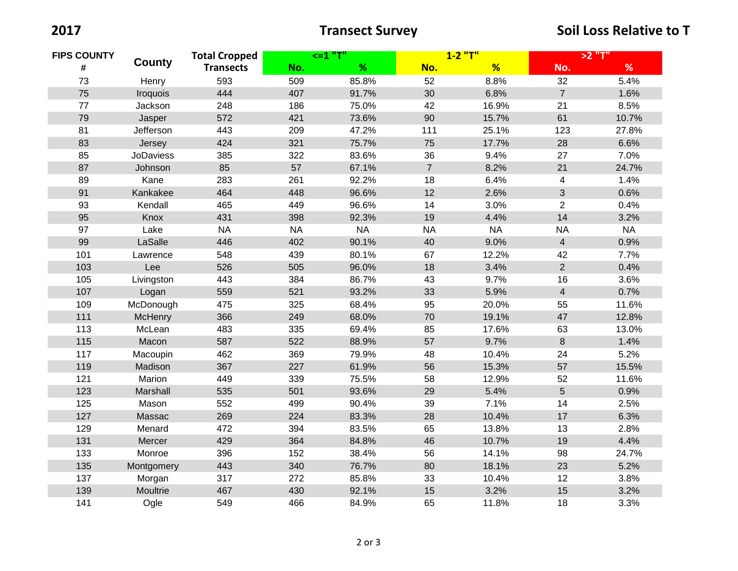**2017** **Transect Survey** **Soil Loss Relative to T**

| FIPS COUNTY # | County | Total Cropped Transects | <=1 "T" | | 1-2 "T" | | >2 "T" | |
|---|---|---|---|---|---|---|---|---|
| | | | No. | % | No. | % | No. | % |
| 73 | Henry | 593 | 509 | 85.8% | 52 | 8.8% | 32 | 5.4% |
| 75 | Iroquois | 444 | 407 | 91.7% | 30 | 6.8% | 7 | 1.6% |
| 77 | Jackson | 248 | 186 | 75.0% | 42 | 16.9% | 21 | 8.5% |
| 79 | Jasper | 572 | 421 | 73.6% | 90 | 15.7% | 61 | 10.7% |
| 81 | Jefferson | 443 | 209 | 47.2% | 111 | 25.1% | 123 | 27.8% |
| 83 | Jersey | 424 | 321 | 75.7% | 75 | 17.7% | 28 | 6.6% |
| 85 | JoDaviess | 385 | 322 | 83.6% | 36 | 9.4% | 27 | 7.0% |
| 87 | Johnson | 85 | 57 | 67.1% | 7 | 8.2% | 21 | 24.7% |
| 89 | Kane | 283 | 261 | 92.2% | 18 | 6.4% | 4 | 1.4% |
| 91 | Kankakee | 464 | 448 | 96.6% | 12 | 2.6% | 3 | 0.6% |
| 93 | Kendall | 465 | 449 | 96.6% | 14 | 3.0% | 2 | 0.4% |
| 95 | Knox | 431 | 398 | 92.3% | 19 | 4.4% | 14 | 3.2% |
| 97 | Lake | NA | NA | NA | NA | NA | NA | NA |
| 99 | LaSalle | 446 | 402 | 90.1% | 40 | 9.0% | 4 | 0.9% |
| 101 | Lawrence | 548 | 439 | 80.1% | 67 | 12.2% | 42 | 7.7% |
| 103 | Lee | 526 | 505 | 96.0% | 18 | 3.4% | 2 | 0.4% |
| 105 | Livingston | 443 | 384 | 86.7% | 43 | 9.7% | 16 | 3.6% |
| 107 | Logan | 559 | 521 | 93.2% | 33 | 5.9% | 4 | 0.7% |
| 109 | McDonough | 475 | 325 | 68.4% | 95 | 20.0% | 55 | 11.6% |
| 111 | McHenry | 366 | 249 | 68.0% | 70 | 19.1% | 47 | 12.8% |
| 113 | McLean | 483 | 335 | 69.4% | 85 | 17.6% | 63 | 13.0% |
| 115 | Macon | 587 | 522 | 88.9% | 57 | 9.7% | 8 | 1.4% |
| 117 | Macoupin | 462 | 369 | 79.9% | 48 | 10.4% | 24 | 5.2% |
| 119 | Madison | 367 | 227 | 61.9% | 56 | 15.3% | 57 | 15.5% |
| 121 | Marion | 449 | 339 | 75.5% | 58 | 12.9% | 52 | 11.6% |
| 123 | Marshall | 535 | 501 | 93.6% | 29 | 5.4% | 5 | 0.9% |
| 125 | Mason | 552 | 499 | 90.4% | 39 | 7.1% | 14 | 2.5% |
| 127 | Massac | 269 | 224 | 83.3% | 28 | 10.4% | 17 | 6.3% |
| 129 | Menard | 472 | 394 | 83.5% | 65 | 13.8% | 13 | 2.8% |
| 131 | Mercer | 429 | 364 | 84.8% | 46 | 10.7% | 19 | 4.4% |
| 133 | Monroe | 396 | 152 | 38.4% | 56 | 14.1% | 98 | 24.7% |
| 135 | Montgomery | 443 | 340 | 76.7% | 80 | 18.1% | 23 | 5.2% |
| 137 | Morgan | 317 | 272 | 85.8% | 33 | 10.4% | 12 | 3.8% |
| 139 | Moultrie | 467 | 430 | 92.1% | 15 | 3.2% | 15 | 3.2% |
| 141 | Ogle | 549 | 466 | 84.9% | 65 | 11.8% | 18 | 3.3% |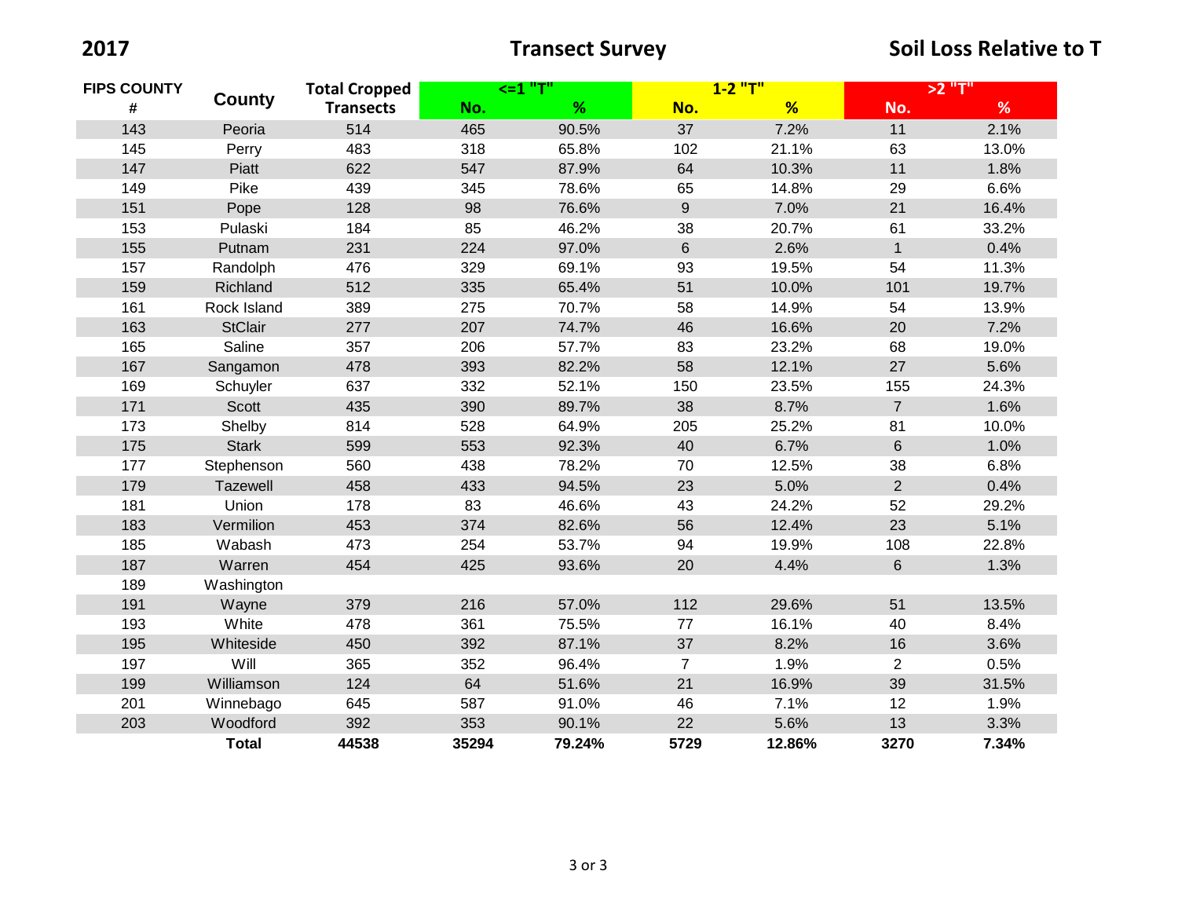**2017** **Transect Survey** **Soil Loss Relative to T**

| FIPS COUNTY # | County | Total Cropped Transects | <=1 "T" | | 1-2 "T" | | >2 "T" | |
|---|---|---|---|---|---|---|---|---|
| | | | No. | % | No. | % | No. | % |
| 143 | Peoria | 514 | 465 | 90.5% | 37 | 7.2% | 11 | 2.1% |
| 145 | Perry | 483 | 318 | 65.8% | 102 | 21.1% | 63 | 13.0% |
| 147 | Piatt | 622 | 547 | 87.9% | 64 | 10.3% | 11 | 1.8% |
| 149 | Pike | 439 | 345 | 78.6% | 65 | 14.8% | 29 | 6.6% |
| 151 | Pope | 128 | 98 | 76.6% | 9 | 7.0% | 21 | 16.4% |
| 153 | Pulaski | 184 | 85 | 46.2% | 38 | 20.7% | 61 | 33.2% |
| 155 | Putnam | 231 | 224 | 97.0% | 6 | 2.6% | 1 | 0.4% |
| 157 | Randolph | 476 | 329 | 69.1% | 93 | 19.5% | 54 | 11.3% |
| 159 | Richland | 512 | 335 | 65.4% | 51 | 10.0% | 101 | 19.7% |
| 161 | Rock Island | 389 | 275 | 70.7% | 58 | 14.9% | 54 | 13.9% |
| 163 | StClair | 277 | 207 | 74.7% | 46 | 16.6% | 20 | 7.2% |
| 165 | Saline | 357 | 206 | 57.7% | 83 | 23.2% | 68 | 19.0% |
| 167 | Sangamon | 478 | 393 | 82.2% | 58 | 12.1% | 27 | 5.6% |
| 169 | Schuyler | 637 | 332 | 52.1% | 150 | 23.5% | 155 | 24.3% |
| 171 | Scott | 435 | 390 | 89.7% | 38 | 8.7% | 7 | 1.6% |
| 173 | Shelby | 814 | 528 | 64.9% | 205 | 25.2% | 81 | 10.0% |
| 175 | Stark | 599 | 553 | 92.3% | 40 | 6.7% | 6 | 1.0% |
| 177 | Stephenson | 560 | 438 | 78.2% | 70 | 12.5% | 38 | 6.8% |
| 179 | Tazewell | 458 | 433 | 94.5% | 23 | 5.0% | 2 | 0.4% |
| 181 | Union | 178 | 83 | 46.6% | 43 | 24.2% | 52 | 29.2% |
| 183 | Vermilion | 453 | 374 | 82.6% | 56 | 12.4% | 23 | 5.1% |
| 185 | Wabash | 473 | 254 | 53.7% | 94 | 19.9% | 108 | 22.8% |
| 187 | Warren | 454 | 425 | 93.6% | 20 | 4.4% | 6 | 1.3% |
| 189 | Washington | | | | | | | |
| 191 | Wayne | 379 | 216 | 57.0% | 112 | 29.6% | 51 | 13.5% |
| 193 | White | 478 | 361 | 75.5% | 77 | 16.1% | 40 | 8.4% |
| 195 | Whiteside | 450 | 392 | 87.1% | 37 | 8.2% | 16 | 3.6% |
| 197 | Will | 365 | 352 | 96.4% | 7 | 1.9% | 2 | 0.5% |
| 199 | Williamson | 124 | 64 | 51.6% | 21 | 16.9% | 39 | 31.5% |
| 201 | Winnebago | 645 | 587 | 91.0% | 46 | 7.1% | 12 | 1.9% |
| 203 | Woodford | 392 | 353 | 90.1% | 22 | 5.6% | 13 | 3.3% |
| | **Total** | **44538** | **35294** | **79.24%** | **5729** | **12.86%** | **3270** | **7.34%** |